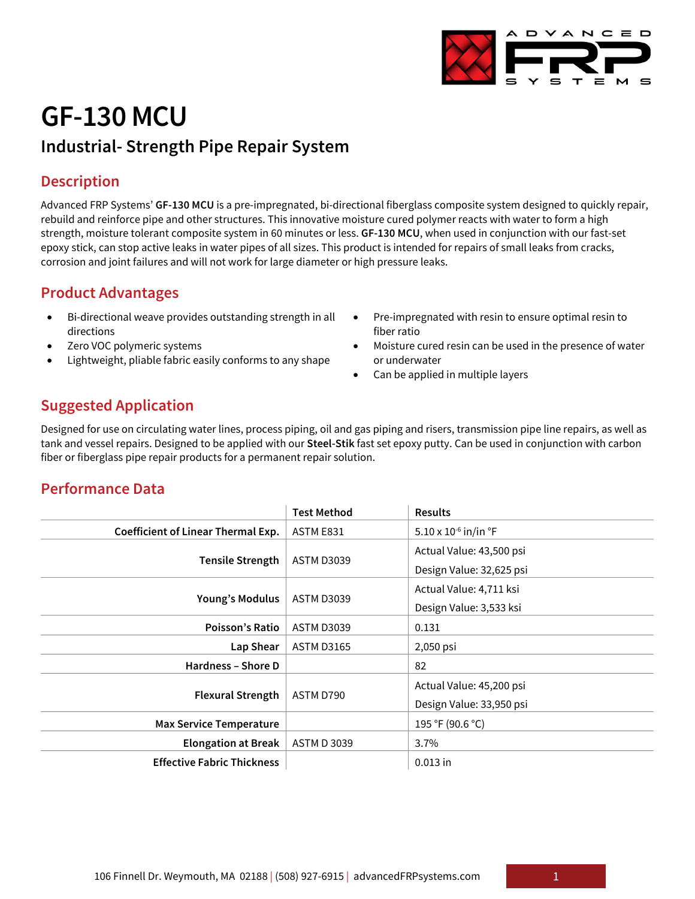# GF-130 MCU

## Industrial- Strength Pipe Repair System

## Description

Advanced FRP Systems' **GF-130 MCU** is a pre-impregnated, bi-directional fiberglass composite system designed to quickly repair, rebuild and reinforce pipe and other structures. This innovative moisture cured polymer reacts with water to form a high strength, moisture tolerant composite system in 60 minutes or less. **GF-130 MCU**, when used in conjunction with our fast-set epoxy stick, can stop active leaks in water pipes of all sizes. This product is intended for repairs of small leaks from cracks, corrosion and joint failures and will not work for large diameter or high pressure leaks.

## Product Advantages

- Bi-directional weave provides outstanding strength in all directions
- Zero VOC polymeric systems
- Lightweight, pliable fabric easily conforms to any shape
- Pre-impregnated with resin to ensure optimal resin to fiber ratio
- Moisture cured resin can be used in the presence of water or underwater
- Can be applied in multiple layers

## Suggested Application

Designed for use on circulating water lines, process piping, oil and gas piping and risers, transmission pipe line repairs, as well as tank and vessel repairs. Designed to be applied with our **Steel-Stik** fast set epoxy putty. Can be used in conjunction with carbon fiber or fiberglass pipe repair products for a permanent repair solution.

## Performance Data

| | Test Method | Results |
|---|---|---|
| **Coefficient of Linear Thermal Exp.** | ASTM E831 | 5.10 x $10^{-6}$ in/in °F |
| **Tensile Strength** | ASTM D3039 | Actual Value: 43,500 psi<br>Design Value: 32,625 psi |
| **Young's Modulus** | ASTM D3039 | Actual Value: 4,711 ksi<br>Design Value: 3,533 ksi |
| **Poisson's Ratio** | ASTM D3039 | 0.131 |
| **Lap Shear** | ASTM D3165 | 2,050 psi |
| **Hardness – Shore D** | | 82 |
| **Flexural Strength** | ASTM D790 | Actual Value: 45,200 psi<br>Design Value: 33,950 psi |
| **Max Service Temperature** | | 195 °F (90.6 °C) |
| **Elongation at Break** | ASTM D 3039 | 3.7% |
| **Effective Fabric Thickness** | | 0.013 in |

106 Finnell Dr. Weymouth, MA 02188 | (508) 927-6915 | advancedFRPsystems.com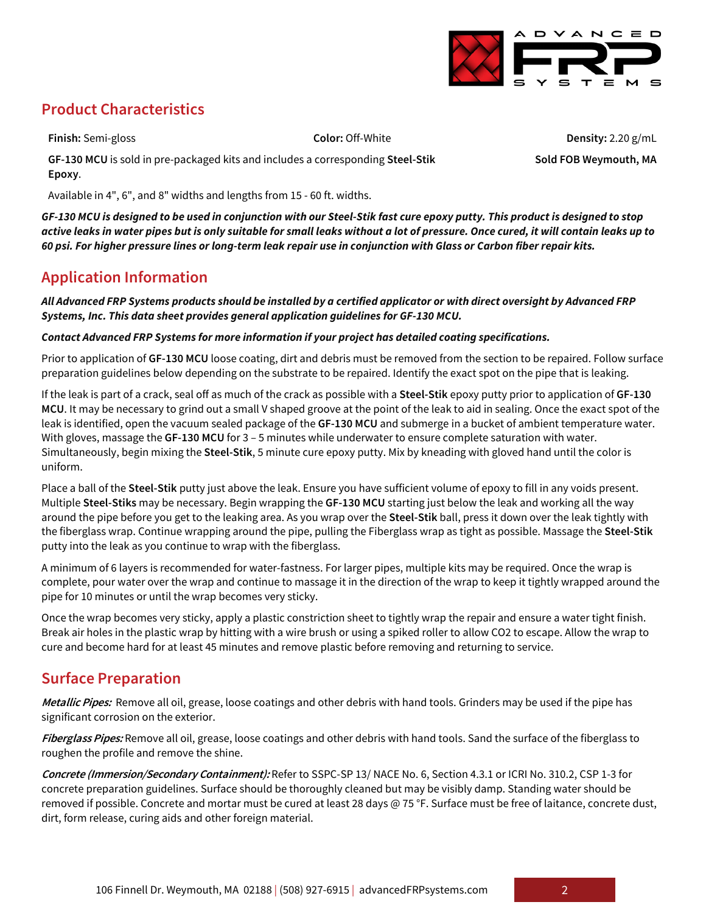## Product Characteristics

**Finish:** Semi-gloss

**Color:** Off-White

**Density:** 2.20 g/mL

**GF-130 MCU** is sold in pre-packaged kits and includes a corresponding **Steel-Stik Epoxy**.

**Sold FOB Weymouth, MA**

Available in 4", 6", and 8" widths and lengths from 15 - 60 ft. widths.

***GF-130 MCU is designed to be used in conjunction with our Steel-Stik fast cure epoxy putty. This product is designed to stop active leaks in water pipes but is only suitable for small leaks without a lot of pressure. Once cured, it will contain leaks up to 60 psi. For higher pressure lines or long-term leak repair use in conjunction with Glass or Carbon fiber repair kits.***

## Application Information

***All Advanced FRP Systems products should be installed by a certified applicator or with direct oversight by Advanced FRP Systems, Inc. This data sheet provides general application guidelines for GF-130 MCU.***

***Contact Advanced FRP Systems for more information if your project has detailed coating specifications.***

Prior to application of **GF-130 MCU** loose coating, dirt and debris must be removed from the section to be repaired. Follow surface preparation guidelines below depending on the substrate to be repaired. Identify the exact spot on the pipe that is leaking.

If the leak is part of a crack, seal off as much of the crack as possible with a **Steel-Stik** epoxy putty prior to application of **GF-130 MCU**. It may be necessary to grind out a small V shaped groove at the point of the leak to aid in sealing. Once the exact spot of the leak is identified, open the vacuum sealed package of the **GF-130 MCU** and submerge in a bucket of ambient temperature water. With gloves, massage the **GF-130 MCU** for 3 – 5 minutes while underwater to ensure complete saturation with water. Simultaneously, begin mixing the **Steel-Stik**, 5 minute cure epoxy putty. Mix by kneading with gloved hand until the color is uniform.

Place a ball of the **Steel-Stik** putty just above the leak. Ensure you have sufficient volume of epoxy to fill in any voids present. Multiple **Steel-Stiks** may be necessary. Begin wrapping the **GF-130 MCU** starting just below the leak and working all the way around the pipe before you get to the leaking area. As you wrap over the **Steel-Stik** ball, press it down over the leak tightly with the fiberglass wrap. Continue wrapping around the pipe, pulling the Fiberglass wrap as tight as possible. Massage the **Steel-Stik** putty into the leak as you continue to wrap with the fiberglass.

A minimum of 6 layers is recommended for water-fastness. For larger pipes, multiple kits may be required. Once the wrap is complete, pour water over the wrap and continue to massage it in the direction of the wrap to keep it tightly wrapped around the pipe for 10 minutes or until the wrap becomes very sticky.

Once the wrap becomes very sticky, apply a plastic constriction sheet to tightly wrap the repair and ensure a water tight finish. Break air holes in the plastic wrap by hitting with a wire brush or using a spiked roller to allow $CO_2$ to escape. Allow the wrap to cure and become hard for at least 45 minutes and remove plastic before removing and returning to service.

## Surface Preparation

***Metallic Pipes:*** Remove all oil, grease, loose coatings and other debris with hand tools. Grinders may be used if the pipe has significant corrosion on the exterior.

***Fiberglass Pipes:*** Remove all oil, grease, loose coatings and other debris with hand tools. Sand the surface of the fiberglass to roughen the profile and remove the shine.

***Concrete (Immersion/Secondary Containment):*** Refer to SSPC-SP 13/ NACE No. 6, Section 4.3.1 or ICRI No. 310.2, CSP 1-3 for concrete preparation guidelines. Surface should be thoroughly cleaned but may be visibly damp. Standing water should be removed if possible. Concrete and mortar must be cured at least 28 days @ 75 °F. Surface must be free of laitance, concrete dust, dirt, form release, curing aids and other foreign material.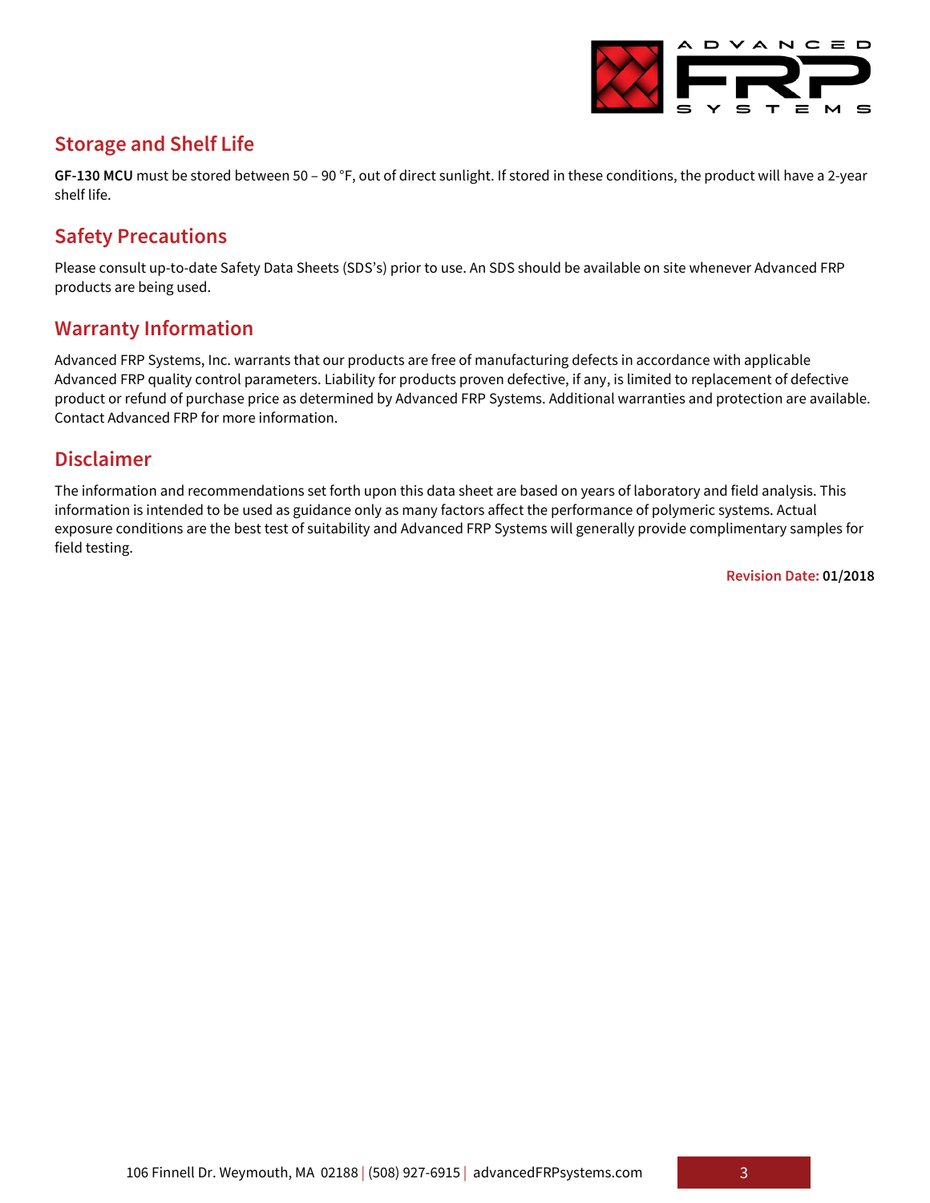## Storage and Shelf Life

**GF-130 MCU** must be stored between 50 – 90 °F, out of direct sunlight. If stored in these conditions, the product will have a 2-year shelf life.

## Safety Precautions

Please consult up-to-date Safety Data Sheets (SDS's) prior to use. An SDS should be available on site whenever Advanced FRP products are being used.

## Warranty Information

Advanced FRP Systems, Inc. warrants that our products are free of manufacturing defects in accordance with applicable Advanced FRP quality control parameters. Liability for products proven defective, if any, is limited to replacement of defective product or refund of purchase price as determined by Advanced FRP Systems. Additional warranties and protection are available. Contact Advanced FRP for more information.

## Disclaimer

The information and recommendations set forth upon this data sheet are based on years of laboratory and field analysis. This information is intended to be used as guidance only as many factors affect the performance of polymeric systems. Actual exposure conditions are the best test of suitability and Advanced FRP Systems will generally provide complimentary samples for field testing.

**Revision Date: 01/2018**